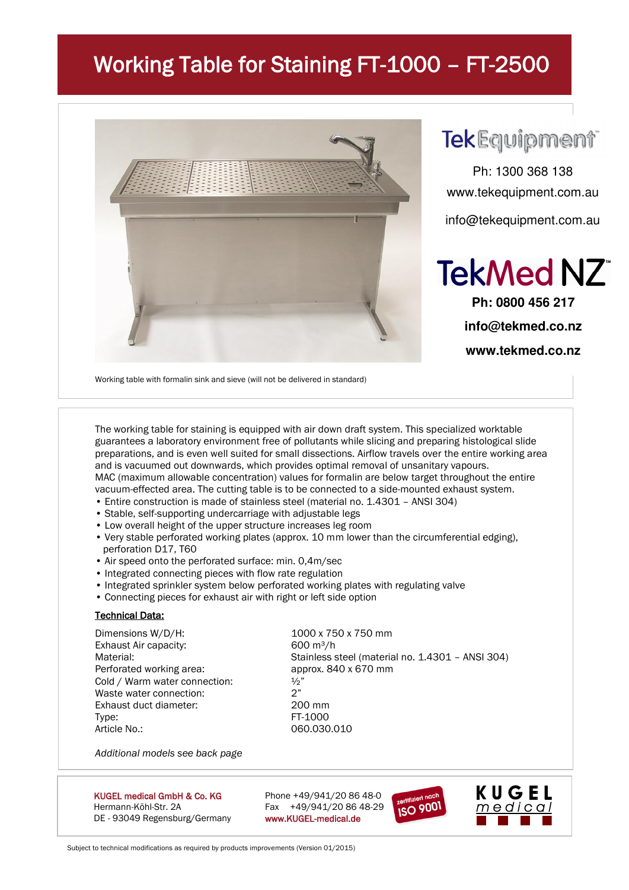# Working Table for Staining FT-1000 – FT-2500

TekEquipment

Ph: 1300 368 138

www.tekequipment.com.au

info@tekequipment.com.au

TekMed NZ

**Ph: 0800 456 217**

**info@tekmed.co.nz**

**www.tekmed.co.nz**

Working table with formalin sink and sieve (will not be delivered in standard)

The working table for staining is equipped with air down draft system. This specialized worktable guarantees a laboratory environment free of pollutants while slicing and preparing histological slide preparations, and is even well suited for small dissections. Airflow travels over the entire working area and is vacuumed out downwards, which provides optimal removal of unsanitary vapours. MAC (maximum allowable concentration) values for formalin are below target throughout the entire vacuum-effected area. The cutting table is to be connected to a side-mounted exhaust system.

- Entire construction is made of stainless steel (material no. 1.4301 – ANSI 304)
- Stable, self-supporting undercarriage with adjustable legs
- Low overall height of the upper structure increases leg room
- Very stable perforated working plates (approx. 10 mm lower than the circumferential edging), perforation D17, T60
- Air speed onto the perforated surface: min. 0,4m/sec
- Integrated connecting pieces with flow rate regulation
- Integrated sprinkler system below perforated working plates with regulating valve
- Connecting pieces for exhaust air with right or left side option

**Technical Data:**

| | |
|---|---|
| Dimensions W/D/H: | 1000 x 750 x 750 mm |
| Exhaust Air capacity: | 600 m³/h |
| Material: | Stainless steel (material no. 1.4301 – ANSI 304) |
| Perforated working area: | approx. 840 x 670 mm |
| Cold / Warm water connection: | ½" |
| Waste water connection: | 2" |
| Exhaust duct diameter: | 200 mm |
| Type: | FT-1000 |
| Article No.: | 060.030.010 |

*Additional models see back page*

KUGEL medical GmbH & Co. KG
Hermann-Köhl-Str. 2A
DE - 93049 Regensburg/Germany

Phone +49/941/20 86 48-0
Fax +49/941/20 86 48-29
www.KUGEL-medical.de

zertifiziert nach ISO 9001

KUGEL medical

Subject to technical modifications as required by products improvements (Version 01/2015)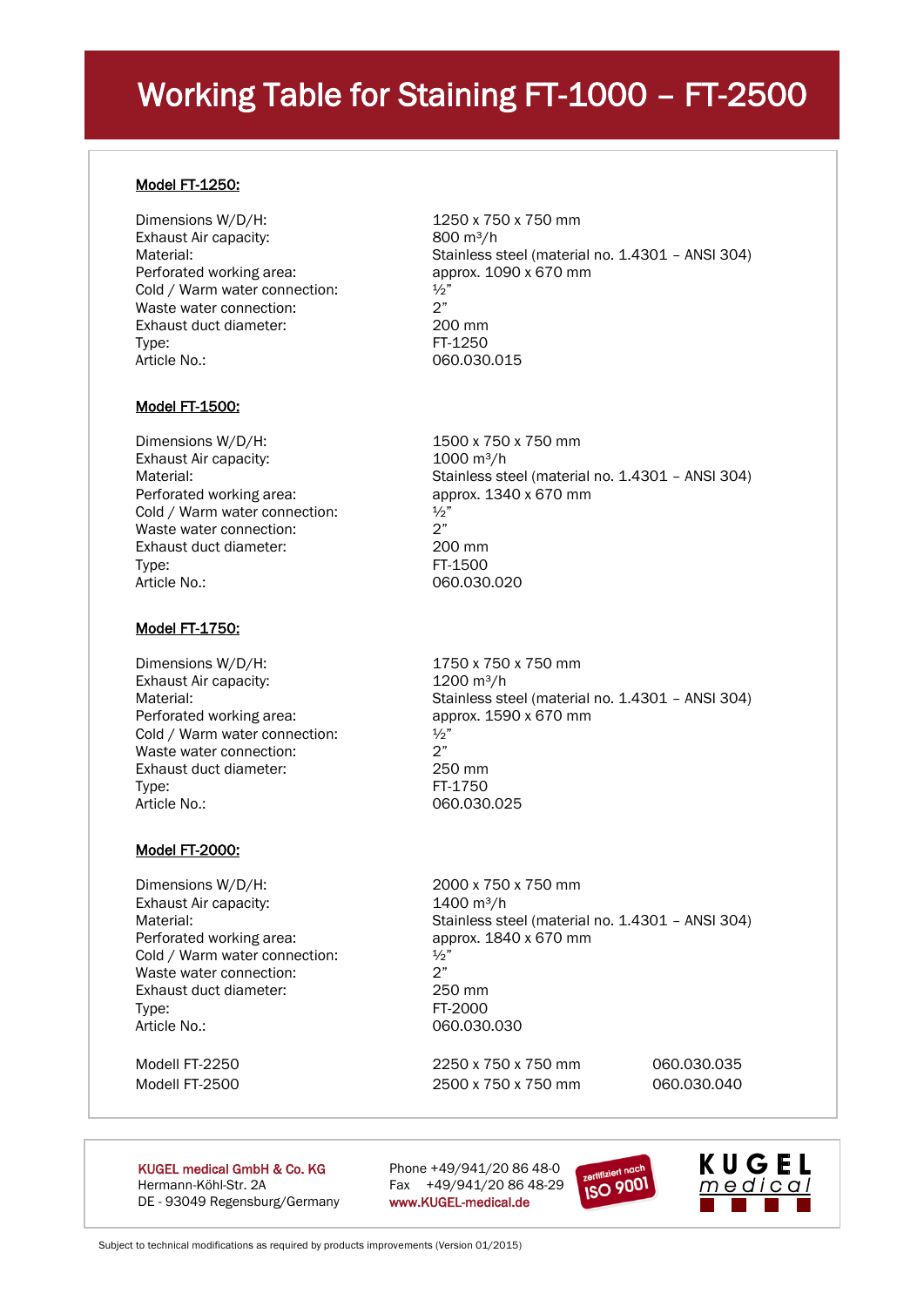# Working Table for Staining FT-1000 – FT-2500

**Model FT-1250:**

| | |
|---|---|
| Dimensions W/D/H: | 1250 x 750 x 750 mm |
| Exhaust Air capacity: | 800 m³/h |
| Material: | Stainless steel (material no. 1.4301 – ANSI 304) |
| Perforated working area: | approx. 1090 x 670 mm |
| Cold / Warm water connection: | ½" |
| Waste water connection: | 2" |
| Exhaust duct diameter: | 200 mm |
| Type: | FT-1250 |
| Article No.: | 060.030.015 |

**Model FT-1500:**

| | |
|---|---|
| Dimensions W/D/H: | 1500 x 750 x 750 mm |
| Exhaust Air capacity: | 1000 m³/h |
| Material: | Stainless steel (material no. 1.4301 – ANSI 304) |
| Perforated working area: | approx. 1340 x 670 mm |
| Cold / Warm water connection: | ½" |
| Waste water connection: | 2" |
| Exhaust duct diameter: | 200 mm |
| Type: | FT-1500 |
| Article No.: | 060.030.020 |

**Model FT-1750:**

| | |
|---|---|
| Dimensions W/D/H: | 1750 x 750 x 750 mm |
| Exhaust Air capacity: | 1200 m³/h |
| Material: | Stainless steel (material no. 1.4301 – ANSI 304) |
| Perforated working area: | approx. 1590 x 670 mm |
| Cold / Warm water connection: | ½" |
| Waste water connection: | 2" |
| Exhaust duct diameter: | 250 mm |
| Type: | FT-1750 |
| Article No.: | 060.030.025 |

**Model FT-2000:**

| | |
|---|---|
| Dimensions W/D/H: | 2000 x 750 x 750 mm |
| Exhaust Air capacity: | 1400 m³/h |
| Material: | Stainless steel (material no. 1.4301 – ANSI 304) |
| Perforated working area: | approx. 1840 x 670 mm |
| Cold / Warm water connection: | ½" |
| Waste water connection: | 2" |
| Exhaust duct diameter: | 250 mm |
| Type: | FT-2000 |
| Article No.: | 060.030.030 |

| | | |
|---|---|---|
| Modell FT-2250 | 2250 x 750 x 750 mm | 060.030.035 |
| Modell FT-2500 | 2500 x 750 x 750 mm | 060.030.040 |

KUGEL medical GmbH & Co. KG
Hermann-Köhl-Str. 2A
DE - 93049 Regensburg/Germany

Phone +49/941/20 86 48-0
Fax +49/941/20 86 48-29
www.KUGEL-medical.de

zertifiziert nach ISO 9001

KUGEL medical

Subject to technical modifications as required by products improvements (Version 01/2015)